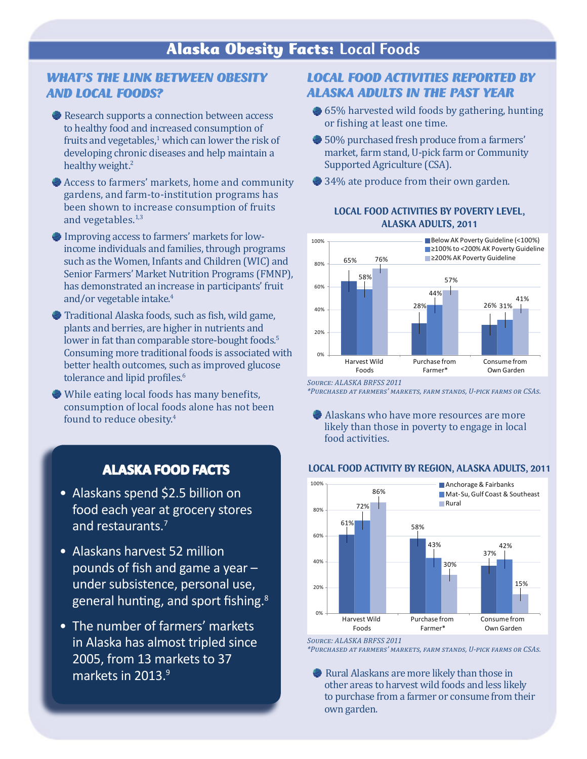# Alaska Obesity Facts: Local Foods

## WHAT'S THE LINK BETWEEN OBESITY AND LOCAL FOODS?

- Research supports a connection between access to healthy food and increased consumption of fruits and vegetables,[1] which can lower the risk of developing chronic diseases and help maintain a healthy weight.[2]
- Access to farmers' markets, home and community gardens, and farm-to-institution programs has been shown to increase consumption of fruits and vegetables.[1,3]
- Improving access to farmers' markets for low-income individuals and families, through programs such as the Women, Infants and Children (WIC) and Senior Farmers' Market Nutrition Programs (FMNP), has demonstrated an increase in participants' fruit and/or vegetable intake.[4]
- Traditional Alaska foods, such as fish, wild game, plants and berries, are higher in nutrients and lower in fat than comparable store-bought foods.[5] Consuming more traditional foods is associated with better health outcomes, such as improved glucose tolerance and lipid profiles.[6]
- While eating local foods has many benefits, consumption of local foods alone has not been found to reduce obesity.[4]

## ALASKA FOOD FACTS

- Alaskans spend $2.5 billion on food each year at grocery stores and restaurants.[7]
- Alaskans harvest 52 million pounds of fish and game a year – under subsistence, personal use, general hunting, and sport fishing.[8]
- The number of farmers' markets in Alaska has almost tripled since 2005, from 13 markets to 37 markets in 2013.[9]

## LOCAL FOOD ACTIVITIES REPORTED BY ALASKA ADULTS IN THE PAST YEAR

- 65% harvested wild foods by gathering, hunting or fishing at least one time.
- 50% purchased fresh produce from a farmers' market, farm stand, U-pick farm or Community Supported Agriculture (CSA).
- 34% ate produce from their own garden.

### LOCAL FOOD ACTIVITIES BY POVERTY LEVEL, ALASKA ADULTS, 2011

| | Below AK Poverty Guideline (<100%) | ≥100% to <200% AK Poverty Guideline | ≥200% AK Poverty Guideline |
|---|---|---|---|
| Harvest Wild Foods | 65% | 58% | 76% |
| Purchase from Farmer* | 28% | 44% | 57% |
| Consume from Own Garden | 26% | 31% | 41% |

*Source: Alaska BRFSS 2011*
*\*Purchased at farmers' markets, farm stands, U-pick farms or CSAs.*

- Alaskans who have more resources are more likely than those in poverty to engage in local food activities.

### LOCAL FOOD ACTIVITY BY REGION, ALASKA ADULTS, 2011

| | Anchorage & Fairbanks | Mat-Su, Gulf Coast & Southeast | Rural |
|---|---|---|---|
| Harvest Wild Foods | 61% | 72% | 86% |
| Purchase from Farmer* | 58% | 43% | 30% |
| Consume from Own Garden | 37% | 42% | 15% |

*Source: Alaska BRFSS 2011*
*\*Purchased at farmers' markets, farm stands, U-pick farms or CSAs.*

- Rural Alaskans are more likely than those in other areas to harvest wild foods and less likely to purchase from a farmer or consume from their own garden.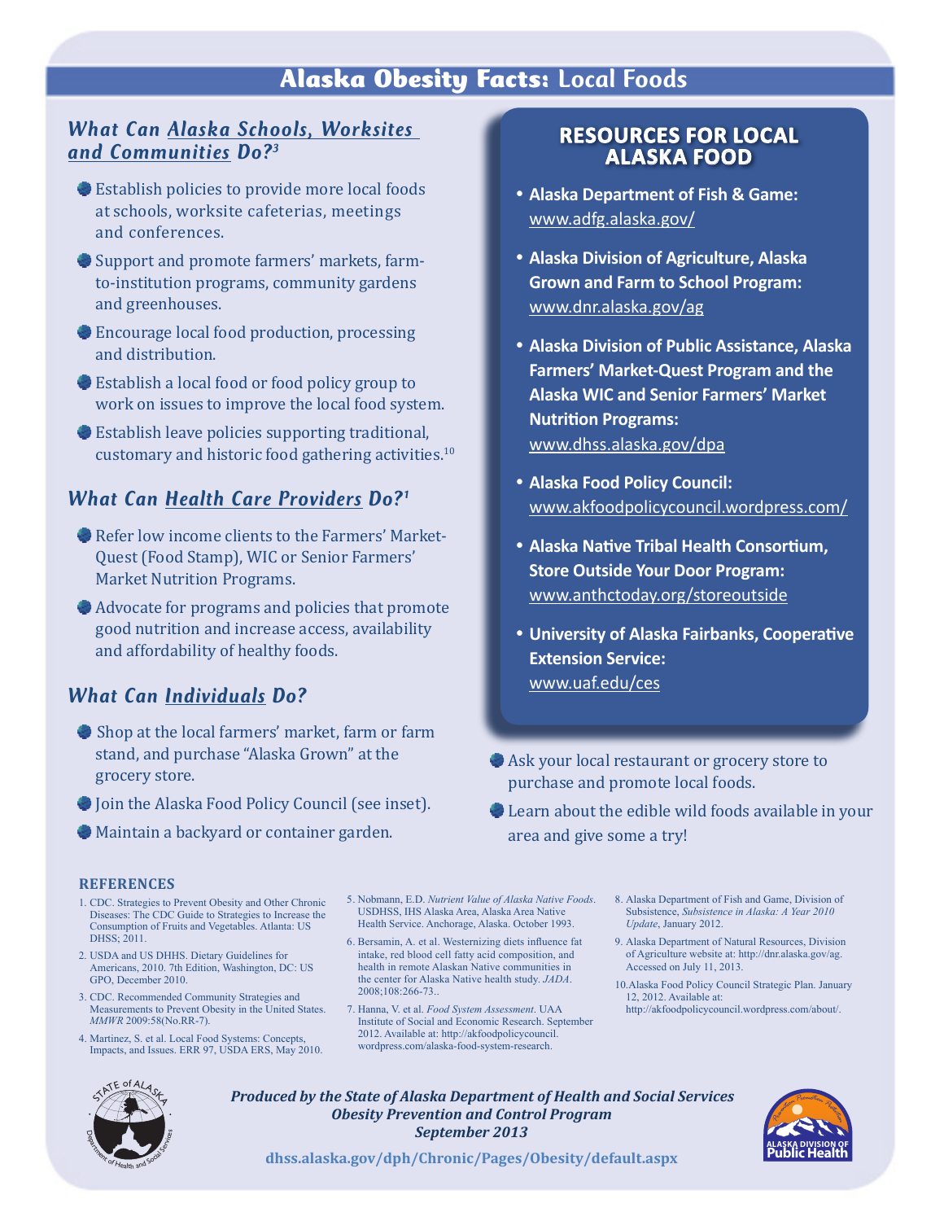# Alaska Obesity Facts: Local Foods

## *What Can Alaska Schools, Worksites and Communities Do?*[3]

- Establish policies to provide more local foods at schools, worksite cafeterias, meetings and conferences.
- Support and promote farmers' markets, farm-to-institution programs, community gardens and greenhouses.
- Encourage local food production, processing and distribution.
- Establish a local food or food policy group to work on issues to improve the local food system.
- Establish leave policies supporting traditional, customary and historic food gathering activities.[10]

## *What Can Health Care Providers Do?*[1]

- Refer low income clients to the Farmers' Market-Quest (Food Stamp), WIC or Senior Farmers' Market Nutrition Programs.
- Advocate for programs and policies that promote good nutrition and increase access, availability and affordability of healthy foods.

## *What Can Individuals Do?*

- Shop at the local farmers' market, farm or farm stand, and purchase "Alaska Grown" at the grocery store.
- Join the Alaska Food Policy Council (see inset).
- Maintain a backyard or container garden.
- Ask your local restaurant or grocery store to purchase and promote local foods.
- Learn about the edible wild foods available in your area and give some a try!

## RESOURCES FOR LOCAL ALASKA FOOD

- **Alaska Department of Fish & Game:** www.adfg.alaska.gov/
- **Alaska Division of Agriculture, Alaska Grown and Farm to School Program:** www.dnr.alaska.gov/ag
- **Alaska Division of Public Assistance, Alaska Farmers' Market-Quest Program and the Alaska WIC and Senior Farmers' Market Nutrition Programs:** www.dhss.alaska.gov/dpa
- **Alaska Food Policy Council:** www.akfoodpolicycouncil.wordpress.com/
- **Alaska Native Tribal Health Consortium, Store Outside Your Door Program:** www.anthctoday.org/storeoutside
- **University of Alaska Fairbanks, Cooperative Extension Service:** www.uaf.edu/ces

### REFERENCES

1. CDC. Strategies to Prevent Obesity and Other Chronic Diseases: The CDC Guide to Strategies to Increase the Consumption of Fruits and Vegetables. Atlanta: US DHSS; 2011.
2. USDA and US DHHS. Dietary Guidelines for Americans, 2010. 7th Edition, Washington, DC: US GPO, December 2010.
3. CDC. Recommended Community Strategies and Measurements to Prevent Obesity in the United States. *MMWR* 2009:58(No.RR-7).
4. Martinez, S. et al. Local Food Systems: Concepts, Impacts, and Issues. ERR 97, USDA ERS, May 2010.
5. Nobmann, E.D. *Nutrient Value of Alaska Native Foods*. USDHSS, IHS Alaska Area, Alaska Area Native Health Service. Anchorage, Alaska. October 1993.
6. Bersamin, A. et al. Westernizing diets influence fat intake, red blood cell fatty acid composition, and health in remote Alaskan Native communities in the center for Alaska Native health study. *JADA*. 2008;108:266-73..
7. Hanna, V. et al. *Food System Assessment*. UAA Institute of Social and Economic Research. September 2012. Available at: http://akfoodpolicycouncil.wordpress.com/alaska-food-system-research.
8. Alaska Department of Fish and Game, Division of Subsistence, *Subsistence in Alaska: A Year 2010 Update*, January 2012.
9. Alaska Department of Natural Resources, Division of Agriculture website at: http://dnr.alaska.gov/ag. Accessed on July 11, 2013.
10. Alaska Food Policy Council Strategic Plan. January 12, 2012. Available at: http://akfoodpolicycouncil.wordpress.com/about/.

***Produced by the State of Alaska Department of Health and Social Services***
***Obesity Prevention and Control Program***
***September 2013***

**dhss.alaska.gov/dph/Chronic/Pages/Obesity/default.aspx**